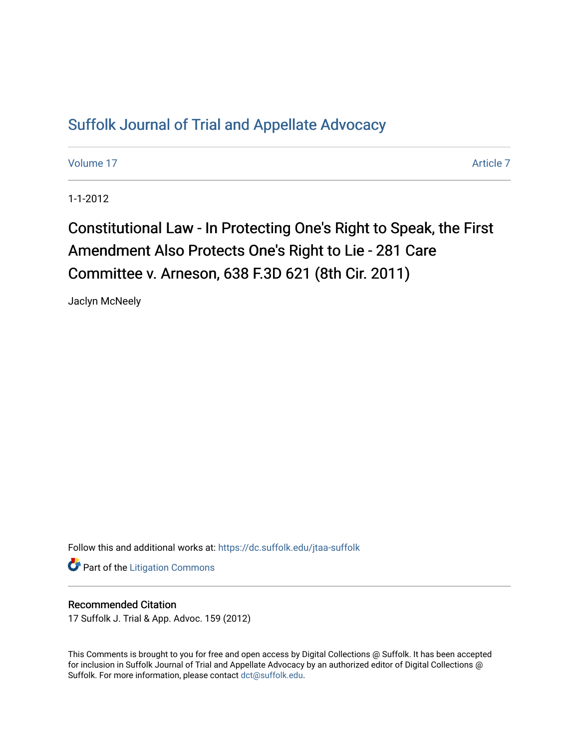# Suffolk Journal of Trial and Appellate Advocacy

Volume 17 | Article 7

1-1-2012

## Constitutional Law - In Protecting One's Right to Speak, the First Amendment Also Protects One's Right to Lie - 281 Care Committee v. Arneson, 638 F.3D 621 (8th Cir. 2011)

Jaclyn McNeely

Follow this and additional works at: https://dc.suffolk.edu/jtaa-suffolk

Part of the Litigation Commons

### Recommended Citation

17 Suffolk J. Trial & App. Advoc. 159 (2012)

This Comments is brought to you for free and open access by Digital Collections @ Suffolk. It has been accepted for inclusion in Suffolk Journal of Trial and Appellate Advocacy by an authorized editor of Digital Collections @ Suffolk. For more information, please contact dct@suffolk.edu.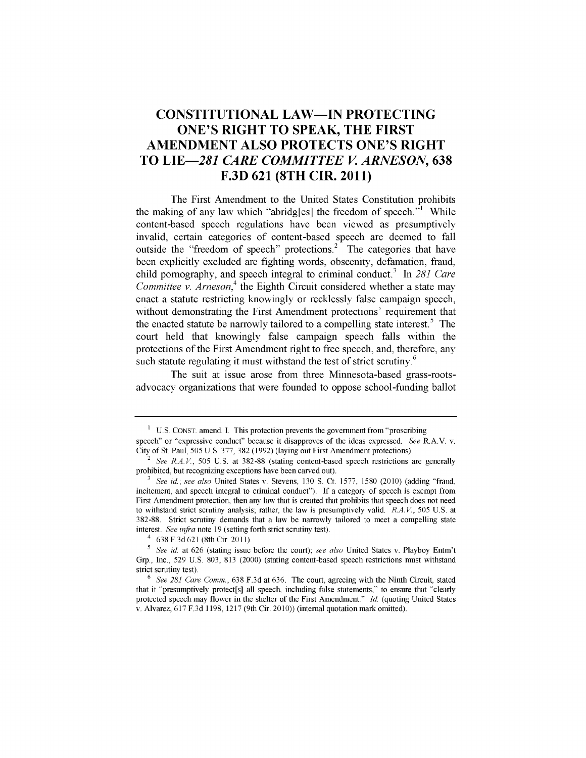# CONSTITUTIONAL LAW—IN PROTECTING ONE'S RIGHT TO SPEAK, THE FIRST AMENDMENT ALSO PROTECTS ONE'S RIGHT TO LIE—*281 CARE COMMITTEE V. ARNESON*, 638 F.3D 621 (8TH CIR. 2011)

The First Amendment to the United States Constitution prohibits the making of any law which "abridg[es] the freedom of speech."[1] While content-based speech regulations have been viewed as presumptively invalid, certain categories of content-based speech are deemed to fall outside the "freedom of speech" protections.[2] The categories that have been explicitly excluded are fighting words, obscenity, defamation, fraud, child pornography, and speech integral to criminal conduct.[3] In *281 Care Committee v. Arneson*,[4] the Eighth Circuit considered whether a state may enact a statute restricting knowingly or recklessly false campaign speech, without demonstrating the First Amendment protections' requirement that the enacted statute be narrowly tailored to a compelling state interest.[5] The court held that knowingly false campaign speech falls within the protections of the First Amendment right to free speech, and, therefore, any such statute regulating it must withstand the test of strict scrutiny.[6]

The suit at issue arose from three Minnesota-based grass-roots-advocacy organizations that were founded to oppose school-funding ballot

---

[1] U.S. CONST. amend. I. This protection prevents the government from "proscribing speech" or "expressive conduct" because it disapproves of the ideas expressed. *See* R.A.V. v. City of St. Paul, 505 U.S. 377, 382 (1992) (laying out First Amendment protections).

[2] *See R.A.V.*, 505 U.S. at 382-88 (stating content-based speech restrictions are generally prohibited, but recognizing exceptions have been carved out).

[3] *See id.*; *see also* United States v. Stevens, 130 S. Ct. 1577, 1580 (2010) (adding "fraud, incitement, and speech integral to criminal conduct"). If a category of speech is exempt from First Amendment protection, then any law that is created that prohibits that speech does not need to withstand strict scrutiny analysis; rather, the law is presumptively valid. *R.A.V.*, 505 U.S. at 382-88. Strict scrutiny demands that a law be narrowly tailored to meet a compelling state interest. *See infra* note 19 (setting forth strict scrutiny test).

[4] 638 F.3d 621 (8th Cir. 2011).

[5] *See id.* at 626 (stating issue before the court); *see also* United States v. Playboy Entm't Grp., Inc., 529 U.S. 803, 813 (2000) (stating content-based speech restrictions must withstand strict scrutiny test).

[6] *See 281 Care Comm.*, 638 F.3d at 636. The court, agreeing with the Ninth Circuit, stated that it "presumptively protect[s] all speech, including false statements," to ensure that "clearly protected speech may flower in the shelter of the First Amendment." *Id.* (quoting United States v. Alvarez, 617 F.3d 1198, 1217 (9th Cir. 2010)) (internal quotation mark omitted).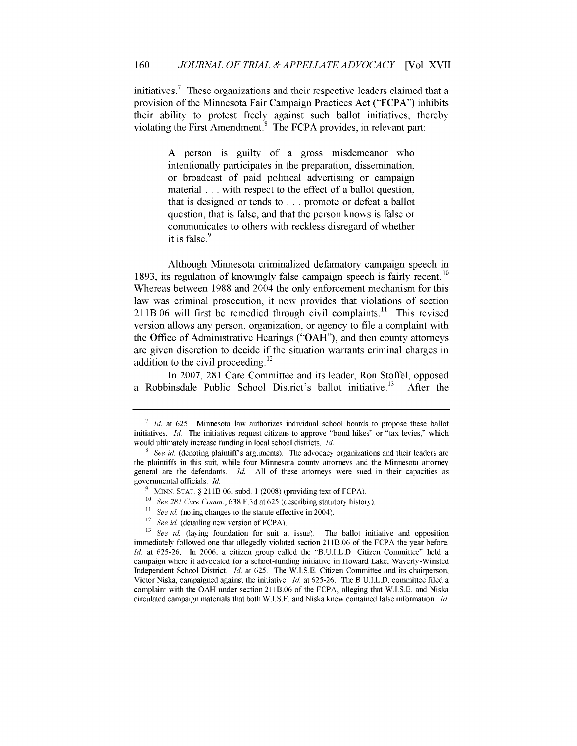initiatives.[7] These organizations and their respective leaders claimed that a provision of the Minnesota Fair Campaign Practices Act ("FCPA") inhibits their ability to protest freely against such ballot initiatives, thereby violating the First Amendment.[8] The FCPA provides, in relevant part:

> A person is guilty of a gross misdemeanor who intentionally participates in the preparation, dissemination, or broadcast of paid political advertising or campaign material . . . with respect to the effect of a ballot question, that is designed or tends to . . . promote or defeat a ballot question, that is false, and that the person knows is false or communicates to others with reckless disregard of whether it is false.[9]

Although Minnesota criminalized defamatory campaign speech in 1893, its regulation of knowingly false campaign speech is fairly recent.[10] Whereas between 1988 and 2004 the only enforcement mechanism for this law was criminal prosecution, it now provides that violations of section 211B.06 will first be remedied through civil complaints.[11] This revised version allows any person, organization, or agency to file a complaint with the Office of Administrative Hearings ("OAH"), and then county attorneys are given discretion to decide if the situation warrants criminal charges in addition to the civil proceeding.[12]

In 2007, 281 Care Committee and its leader, Ron Stoffel, opposed a Robbinsdale Public School District's ballot initiative.[13] After the

---

[7] *Id.* at 625. Minnesota law authorizes individual school boards to propose these ballot initiatives. *Id.* The initiatives request citizens to approve "bond hikes" or "tax levies," which would ultimately increase funding in local school districts. *Id.*

[8] *See id.* (denoting plaintiff's arguments). The advocacy organizations and their leaders are the plaintiffs in this suit, while four Minnesota county attorneys and the Minnesota attorney general are the defendants. *Id.* All of these attorneys were sued in their capacities as governmental officials. *Id.*

[9] MINN. STAT. § 211B.06, subd. 1 (2008) (providing text of FCPA).

[10] *See 281 Care Comm.*, 638 F.3d at 625 (describing statutory history).

[11] *See id.* (noting changes to the statute effective in 2004).

[12] *See id.* (detailing new version of FCPA).

[13] *See id.* (laying foundation for suit at issue). The ballot initiative and opposition immediately followed one that allegedly violated section 211B.06 of the FCPA the year before. *Id.* at 625-26. In 2006, a citizen group called the "B.U.I.L.D. Citizen Committee" held a campaign where it advocated for a school-funding initiative in Howard Lake, Waverly-Winsted Independent School District. *Id.* at 625. The W.I.S.E. Citizen Committee and its chairperson, Victor Niska, campaigned against the initiative. *Id.* at 625-26. The B.U.I.L.D. committee filed a complaint with the OAH under section 211B.06 of the FCPA, alleging that W.I.S.E. and Niska circulated campaign materials that both W.I.S.E. and Niska knew contained false information. *Id.*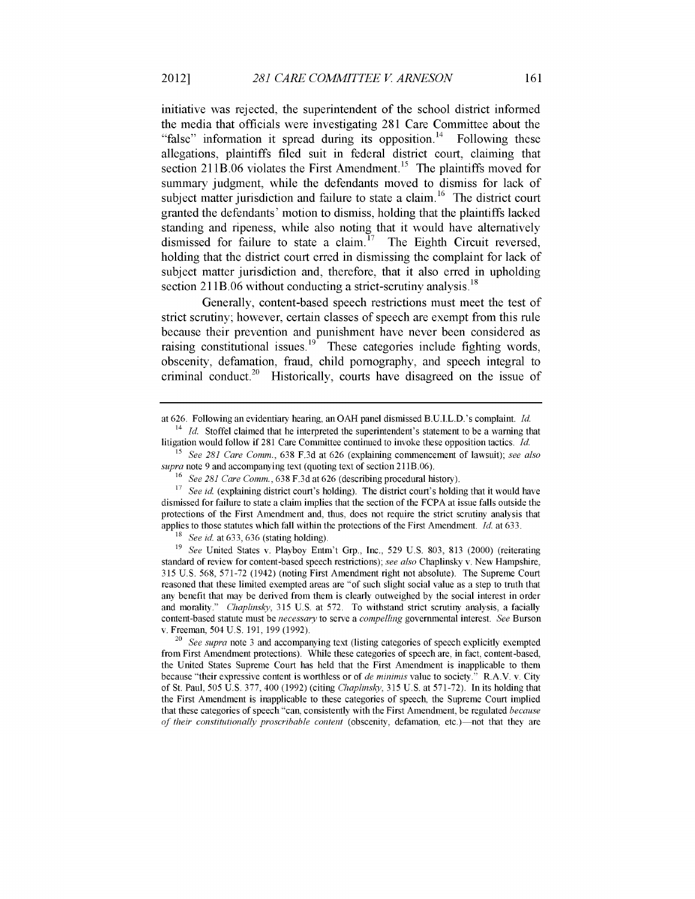initiative was rejected, the superintendent of the school district informed the media that officials were investigating 281 Care Committee about the "false" information it spread during its opposition.[14] Following these allegations, plaintiffs filed suit in federal district court, claiming that section 211B.06 violates the First Amendment.[15] The plaintiffs moved for summary judgment, while the defendants moved to dismiss for lack of subject matter jurisdiction and failure to state a claim.[16] The district court granted the defendants' motion to dismiss, holding that the plaintiffs lacked standing and ripeness, while also noting that it would have alternatively dismissed for failure to state a claim.[17] The Eighth Circuit reversed, holding that the district court erred in dismissing the complaint for lack of subject matter jurisdiction and, therefore, that it also erred in upholding section 211B.06 without conducting a strict-scrutiny analysis.[18]

Generally, content-based speech restrictions must meet the test of strict scrutiny; however, certain classes of speech are exempt from this rule because their prevention and punishment have never been considered as raising constitutional issues.[19] These categories include fighting words, obscenity, defamation, fraud, child pornography, and speech integral to criminal conduct.[20] Historically, courts have disagreed on the issue of

---

at 626. Following an evidentiary hearing, an OAH panel dismissed B.U.I.L.D.'s complaint. *Id.*

[14] *Id.* Stoffel claimed that he interpreted the superintendent's statement to be a warning that litigation would follow if 281 Care Committee continued to invoke these opposition tactics. *Id.*

[15] *See 281 Care Comm.*, 638 F.3d at 626 (explaining commencement of lawsuit); *see also supra* note 9 and accompanying text (quoting text of section 211B.06).

[16] *See 281 Care Comm.*, 638 F.3d at 626 (describing procedural history).

[17] *See id.* (explaining district court's holding). The district court's holding that it would have dismissed for failure to state a claim implies that the section of the FCPA at issue falls outside the protections of the First Amendment and, thus, does not require the strict scrutiny analysis that applies to those statutes which fall within the protections of the First Amendment. *Id.* at 633.

[18] *See id.* at 633, 636 (stating holding).

[19] *See* United States v. Playboy Entm't Grp., Inc., 529 U.S. 803, 813 (2000) (reiterating standard of review for content-based speech restrictions); *see also* Chaplinsky v. New Hampshire, 315 U.S. 568, 571-72 (1942) (noting First Amendment right not absolute). The Supreme Court reasoned that these limited exempted areas are "of such slight social value as a step to truth that any benefit that may be derived from them is clearly outweighed by the social interest in order and morality." *Chaplinsky*, 315 U.S. at 572. To withstand strict scrutiny analysis, a facially content-based statute must be *necessary* to serve a *compelling* governmental interest. *See* Burson v. Freeman, 504 U.S. 191, 199 (1992).

[20] *See supra* note 3 and accompanying text (listing categories of speech explicitly exempted from First Amendment protections). While these categories of speech are, in fact, content-based, the United States Supreme Court has held that the First Amendment is inapplicable to them because "their expressive content is worthless or of *de minimis* value to society." R.A.V. v. City of St. Paul, 505 U.S. 377, 400 (1992) (citing *Chaplinsky*, 315 U.S. at 571-72). In its holding that the First Amendment is inapplicable to these categories of speech, the Supreme Court implied that these categories of speech "can, consistently with the First Amendment, be regulated *because of their constitutionally proscribable content* (obscenity, defamation, etc.)—not that they are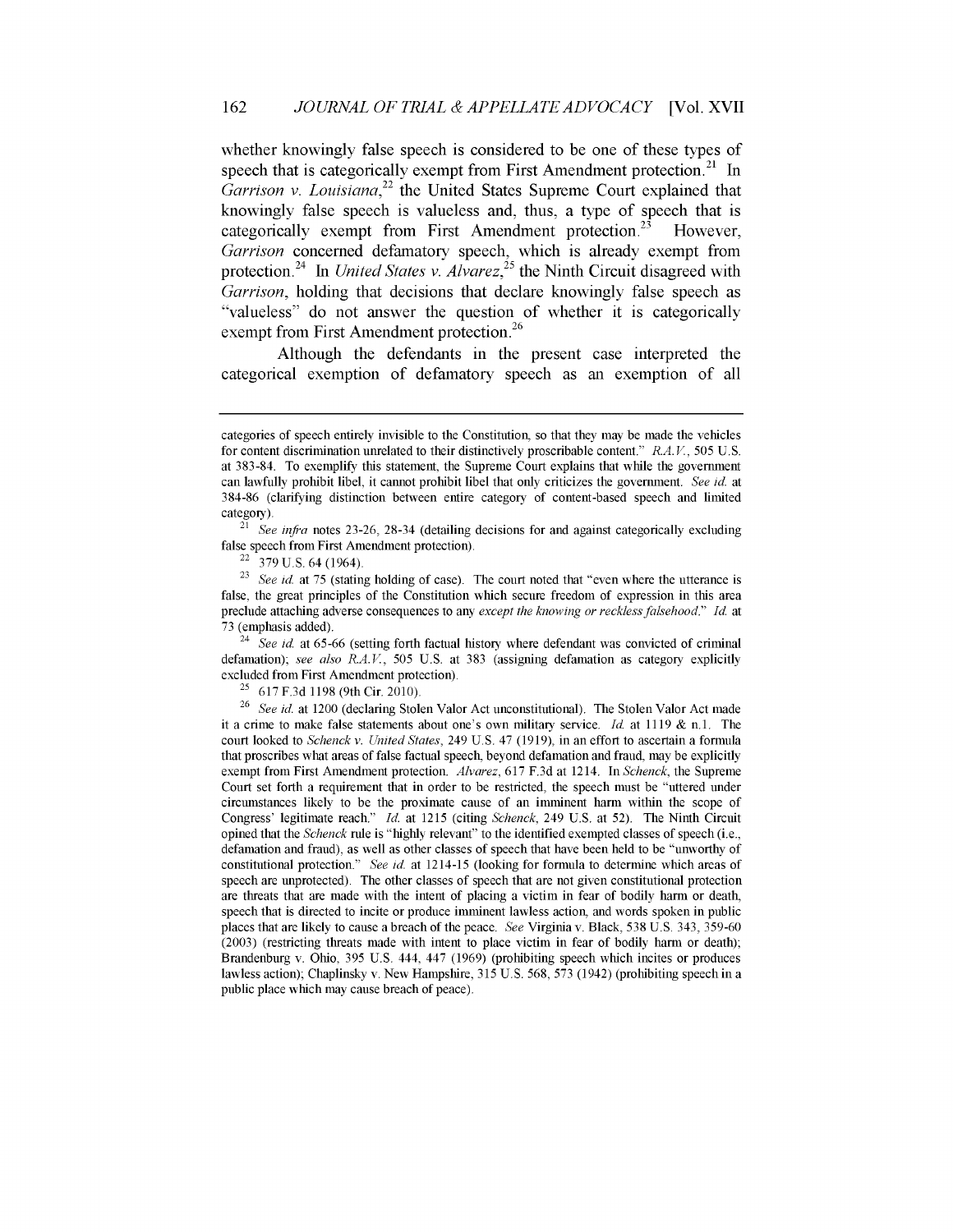whether knowingly false speech is considered to be one of these types of speech that is categorically exempt from First Amendment protection.[21] In *Garrison v. Louisiana*,[22] the United States Supreme Court explained that knowingly false speech is valueless and, thus, a type of speech that is categorically exempt from First Amendment protection.[23] However, *Garrison* concerned defamatory speech, which is already exempt from protection.[24] In *United States v. Alvarez*,[25] the Ninth Circuit disagreed with *Garrison*, holding that decisions that declare knowingly false speech as "valueless" do not answer the question of whether it is categorically exempt from First Amendment protection.[26]

Although the defendants in the present case interpreted the categorical exemption of defamatory speech as an exemption of all

---

categories of speech entirely invisible to the Constitution, so that they may be made the vehicles for content discrimination unrelated to their distinctively proscribable content." *R.A.V.*, 505 U.S. at 383-84. To exemplify this statement, the Supreme Court explains that while the government can lawfully prohibit libel, it cannot prohibit libel that only criticizes the government. *See id.* at 384-86 (clarifying distinction between entire category of content-based speech and limited category).

[21] *See infra* notes 23-26, 28-34 (detailing decisions for and against categorically excluding false speech from First Amendment protection).

[22] 379 U.S. 64 (1964).

[23] *See id.* at 75 (stating holding of case). The court noted that "even where the utterance is false, the great principles of the Constitution which secure freedom of expression in this area preclude attaching adverse consequences to any *except the knowing or reckless falsehood*." *Id.* at 73 (emphasis added).

[24] *See id.* at 65-66 (setting forth factual history where defendant was convicted of criminal defamation); *see also R.A.V.*, 505 U.S. at 383 (assigning defamation as category explicitly excluded from First Amendment protection).

[25] 617 F.3d 1198 (9th Cir. 2010).

[26] *See id.* at 1200 (declaring Stolen Valor Act unconstitutional). The Stolen Valor Act made it a crime to make false statements about one's own military service. *Id.* at 1119 & n.1. The court looked to *Schenck v. United States*, 249 U.S. 47 (1919), in an effort to ascertain a formula that proscribes what areas of false factual speech, beyond defamation and fraud, may be explicitly exempt from First Amendment protection. *Alvarez*, 617 F.3d at 1214. In *Schenck*, the Supreme Court set forth a requirement that in order to be restricted, the speech must be "uttered under circumstances likely to be the proximate cause of an imminent harm within the scope of Congress' legitimate reach." *Id.* at 1215 (citing *Schenck*, 249 U.S. at 52). The Ninth Circuit opined that the *Schenck* rule is "highly relevant" to the identified exempted classes of speech (i.e., defamation and fraud), as well as other classes of speech that have been held to be "unworthy of constitutional protection." *See id.* at 1214-15 (looking for formula to determine which areas of speech are unprotected). The other classes of speech that are not given constitutional protection are threats that are made with the intent of placing a victim in fear of bodily harm or death, speech that is directed to incite or produce imminent lawless action, and words spoken in public places that are likely to cause a breach of the peace. *See* Virginia v. Black, 538 U.S. 343, 359-60 (2003) (restricting threats made with intent to place victim in fear of bodily harm or death); Brandenburg v. Ohio, 395 U.S. 444, 447 (1969) (prohibiting speech which incites or produces lawless action); Chaplinsky v. New Hampshire, 315 U.S. 568, 573 (1942) (prohibiting speech in a public place which may cause breach of peace).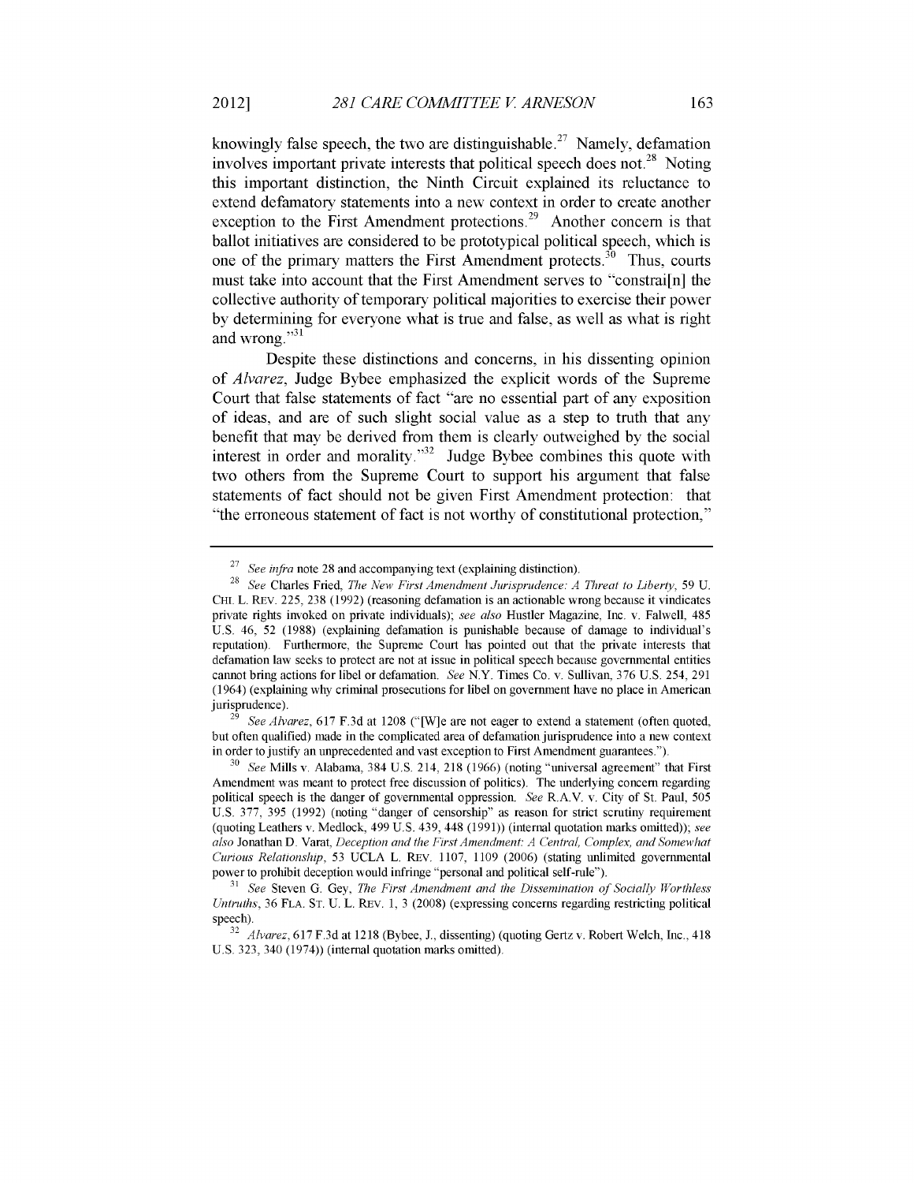knowingly false speech, the two are distinguishable.[27] Namely, defamation involves important private interests that political speech does not.[28] Noting this important distinction, the Ninth Circuit explained its reluctance to extend defamatory statements into a new context in order to create another exception to the First Amendment protections.[29] Another concern is that ballot initiatives are considered to be prototypical political speech, which is one of the primary matters the First Amendment protects.[30] Thus, courts must take into account that the First Amendment serves to "constrai[n] the collective authority of temporary political majorities to exercise their power by determining for everyone what is true and false, as well as what is right and wrong."[31]

Despite these distinctions and concerns, in his dissenting opinion of *Alvarez*, Judge Bybee emphasized the explicit words of the Supreme Court that false statements of fact "are no essential part of any exposition of ideas, and are of such slight social value as a step to truth that any benefit that may be derived from them is clearly outweighed by the social interest in order and morality."[32] Judge Bybee combines this quote with two others from the Supreme Court to support his argument that false statements of fact should not be given First Amendment protection: that "the erroneous statement of fact is not worthy of constitutional protection,"

---

[27] *See infra* note 28 and accompanying text (explaining distinction).

[28] *See* Charles Fried, *The New First Amendment Jurisprudence: A Threat to Liberty*, 59 U. CHI. L. REV. 225, 238 (1992) (reasoning defamation is an actionable wrong because it vindicates private rights invoked on private individuals); *see also* Hustler Magazine, Inc. v. Falwell, 485 U.S. 46, 52 (1988) (explaining defamation is punishable because of damage to individual's reputation). Furthermore, the Supreme Court has pointed out that the private interests that defamation law seeks to protect are not at issue in political speech because governmental entities cannot bring actions for libel or defamation. *See* N.Y. Times Co. v. Sullivan, 376 U.S. 254, 291 (1964) (explaining why criminal prosecutions for libel on government have no place in American jurisprudence).

[29] *See Alvarez*, 617 F.3d at 1208 ("[W]e are not eager to extend a statement (often quoted, but often qualified) made in the complicated area of defamation jurisprudence into a new context in order to justify an unprecedented and vast exception to First Amendment guarantees.").

[30] *See* Mills v. Alabama, 384 U.S. 214, 218 (1966) (noting "universal agreement" that First Amendment was meant to protect free discussion of politics). The underlying concern regarding political speech is the danger of governmental oppression. *See* R.A.V. v. City of St. Paul, 505 U.S. 377, 395 (1992) (noting "danger of censorship" as reason for strict scrutiny requirement (quoting Leathers v. Medlock, 499 U.S. 439, 448 (1991)) (internal quotation marks omitted)); *see also* Jonathan D. Varat, *Deception and the First Amendment: A Central, Complex, and Somewhat Curious Relationship*, 53 UCLA L. REV. 1107, 1109 (2006) (stating unlimited governmental power to prohibit deception would infringe "personal and political self-rule").

[31] *See* Steven G. Gey, *The First Amendment and the Dissemination of Socially Worthless Untruths*, 36 FLA. ST. U. L. REV. 1, 3 (2008) (expressing concerns regarding restricting political speech).

[32] *Alvarez*, 617 F.3d at 1218 (Bybee, J., dissenting) (quoting Gertz v. Robert Welch, Inc., 418 U.S. 323, 340 (1974)) (internal quotation marks omitted).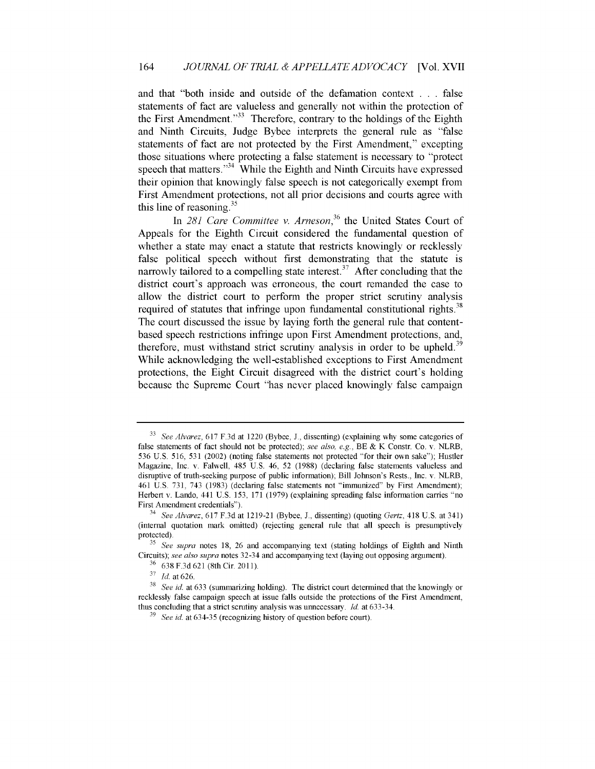and that "both inside and outside of the defamation context . . . false statements of fact are valueless and generally not within the protection of the First Amendment."[33] Therefore, contrary to the holdings of the Eighth and Ninth Circuits, Judge Bybee interprets the general rule as "false statements of fact are not protected by the First Amendment," excepting those situations where protecting a false statement is necessary to "protect speech that matters."[34] While the Eighth and Ninth Circuits have expressed their opinion that knowingly false speech is not categorically exempt from First Amendment protections, not all prior decisions and courts agree with this line of reasoning.[35]

In *281 Care Committee v. Arneson*,[36] the United States Court of Appeals for the Eighth Circuit considered the fundamental question of whether a state may enact a statute that restricts knowingly or recklessly false political speech without first demonstrating that the statute is narrowly tailored to a compelling state interest.[37] After concluding that the district court's approach was erroneous, the court remanded the case to allow the district court to perform the proper strict scrutiny analysis required of statutes that infringe upon fundamental constitutional rights.[38] The court discussed the issue by laying forth the general rule that content-based speech restrictions infringe upon First Amendment protections, and, therefore, must withstand strict scrutiny analysis in order to be upheld.[39] While acknowledging the well-established exceptions to First Amendment protections, the Eight Circuit disagreed with the district court's holding because the Supreme Court "has never placed knowingly false campaign

---

[33] *See Alvarez*, 617 F.3d at 1220 (Bybee, J., dissenting) (explaining why some categories of false statements of fact should not be protected); *see also, e.g.*, BE & K Constr. Co. v. NLRB, 536 U.S. 516, 531 (2002) (noting false statements not protected "for their own sake"); Hustler Magazine, Inc. v. Falwell, 485 U.S. 46, 52 (1988) (declaring false statements valueless and disruptive of truth-seeking purpose of public information); Bill Johnson's Rests., Inc. v. NLRB, 461 U.S. 731, 743 (1983) (declaring false statements not "immunized" by First Amendment); Herbert v. Lando, 441 U.S. 153, 171 (1979) (explaining spreading false information carries "no First Amendment credentials").

[34] *See Alvarez*, 617 F.3d at 1219-21 (Bybee, J., dissenting) (quoting *Gertz*, 418 U.S. at 341) (internal quotation mark omitted) (rejecting general rule that all speech is presumptively protected).

[35] *See supra* notes 18, 26 and accompanying text (stating holdings of Eighth and Ninth Circuits); *see also supra* notes 32-34 and accompanying text (laying out opposing argument).

[36] 638 F.3d 621 (8th Cir. 2011).

[37] *Id.* at 626.

[38] *See id.* at 633 (summarizing holding). The district court determined that the knowingly or recklessly false campaign speech at issue falls outside the protections of the First Amendment, thus concluding that a strict scrutiny analysis was unnecessary. *Id.* at 633-34.

[39] *See id.* at 634-35 (recognizing history of question before court).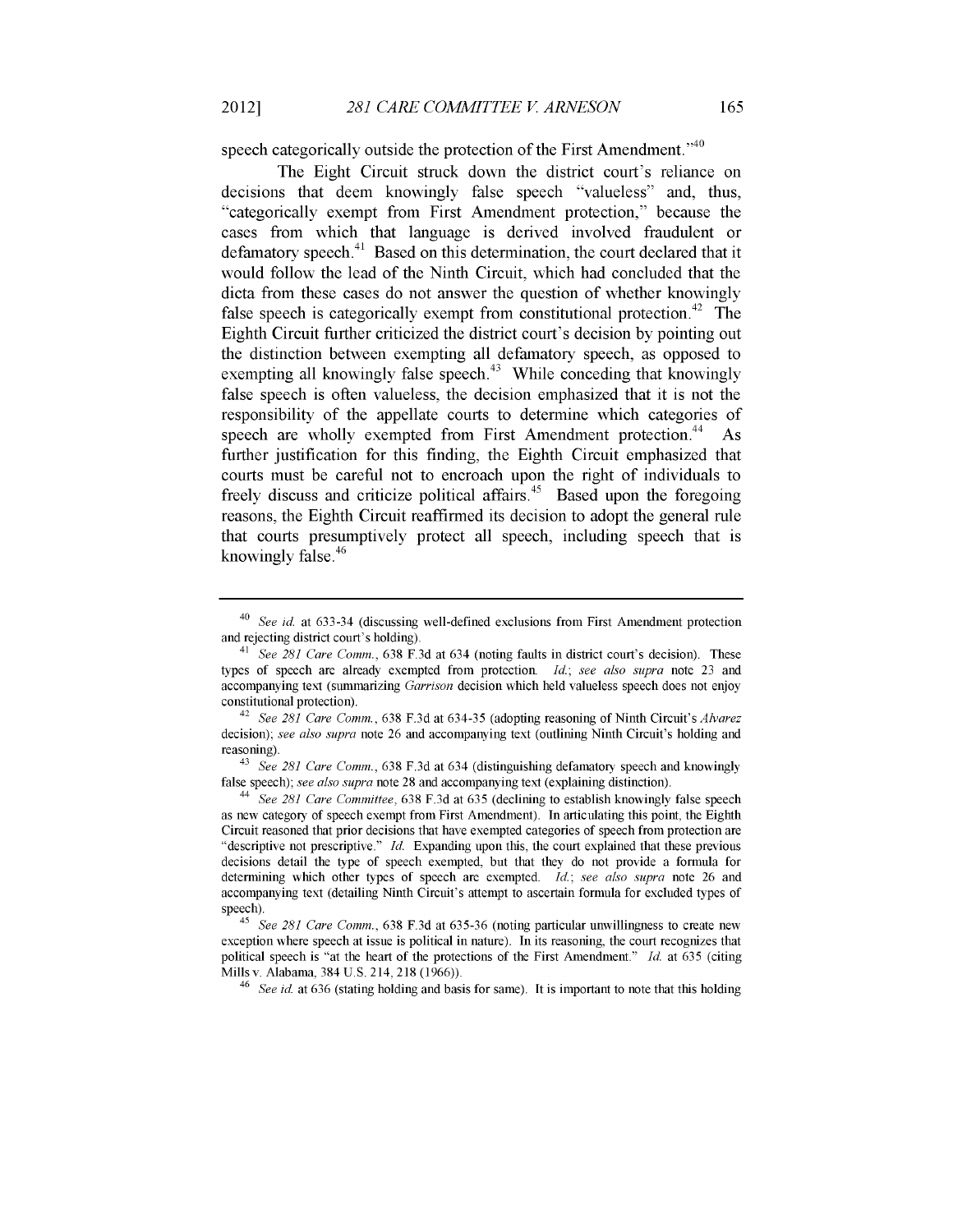speech categorically outside the protection of the First Amendment."[40]

The Eight Circuit struck down the district court's reliance on decisions that deem knowingly false speech "valueless" and, thus, "categorically exempt from First Amendment protection," because the cases from which that language is derived involved fraudulent or defamatory speech.[41] Based on this determination, the court declared that it would follow the lead of the Ninth Circuit, which had concluded that the dicta from these cases do not answer the question of whether knowingly false speech is categorically exempt from constitutional protection.[42] The Eighth Circuit further criticized the district court's decision by pointing out the distinction between exempting all defamatory speech, as opposed to exempting all knowingly false speech.[43] While conceding that knowingly false speech is often valueless, the decision emphasized that it is not the responsibility of the appellate courts to determine which categories of speech are wholly exempted from First Amendment protection.[44] As further justification for this finding, the Eighth Circuit emphasized that courts must be careful not to encroach upon the right of individuals to freely discuss and criticize political affairs.[45] Based upon the foregoing reasons, the Eighth Circuit reaffirmed its decision to adopt the general rule that courts presumptively protect all speech, including speech that is knowingly false.[46]

---

[40] *See id.* at 633-34 (discussing well-defined exclusions from First Amendment protection and rejecting district court's holding).

[41] *See 281 Care Comm.*, 638 F.3d at 634 (noting faults in district court's decision). These types of speech are already exempted from protection. *Id.*; *see also supra* note 23 and accompanying text (summarizing *Garrison* decision which held valueless speech does not enjoy constitutional protection).

[42] *See 281 Care Comm.*, 638 F.3d at 634-35 (adopting reasoning of Ninth Circuit's *Alvarez* decision); *see also supra* note 26 and accompanying text (outlining Ninth Circuit's holding and reasoning).

[43] *See 281 Care Comm.*, 638 F.3d at 634 (distinguishing defamatory speech and knowingly false speech); *see also supra* note 28 and accompanying text (explaining distinction).

[44] *See 281 Care Committee*, 638 F.3d at 635 (declining to establish knowingly false speech as new category of speech exempt from First Amendment). In articulating this point, the Eighth Circuit reasoned that prior decisions that have exempted categories of speech from protection are "descriptive not prescriptive." *Id.* Expanding upon this, the court explained that these previous decisions detail the type of speech exempted, but that they do not provide a formula for determining which other types of speech are exempted. *Id.*; *see also supra* note 26 and accompanying text (detailing Ninth Circuit's attempt to ascertain formula for excluded types of speech).

[45] *See 281 Care Comm.*, 638 F.3d at 635-36 (noting particular unwillingness to create new exception where speech at issue is political in nature). In its reasoning, the court recognizes that political speech is "at the heart of the protections of the First Amendment." *Id.* at 635 (citing Mills v. Alabama, 384 U.S. 214, 218 (1966)).

[46] *See id.* at 636 (stating holding and basis for same). It is important to note that this holding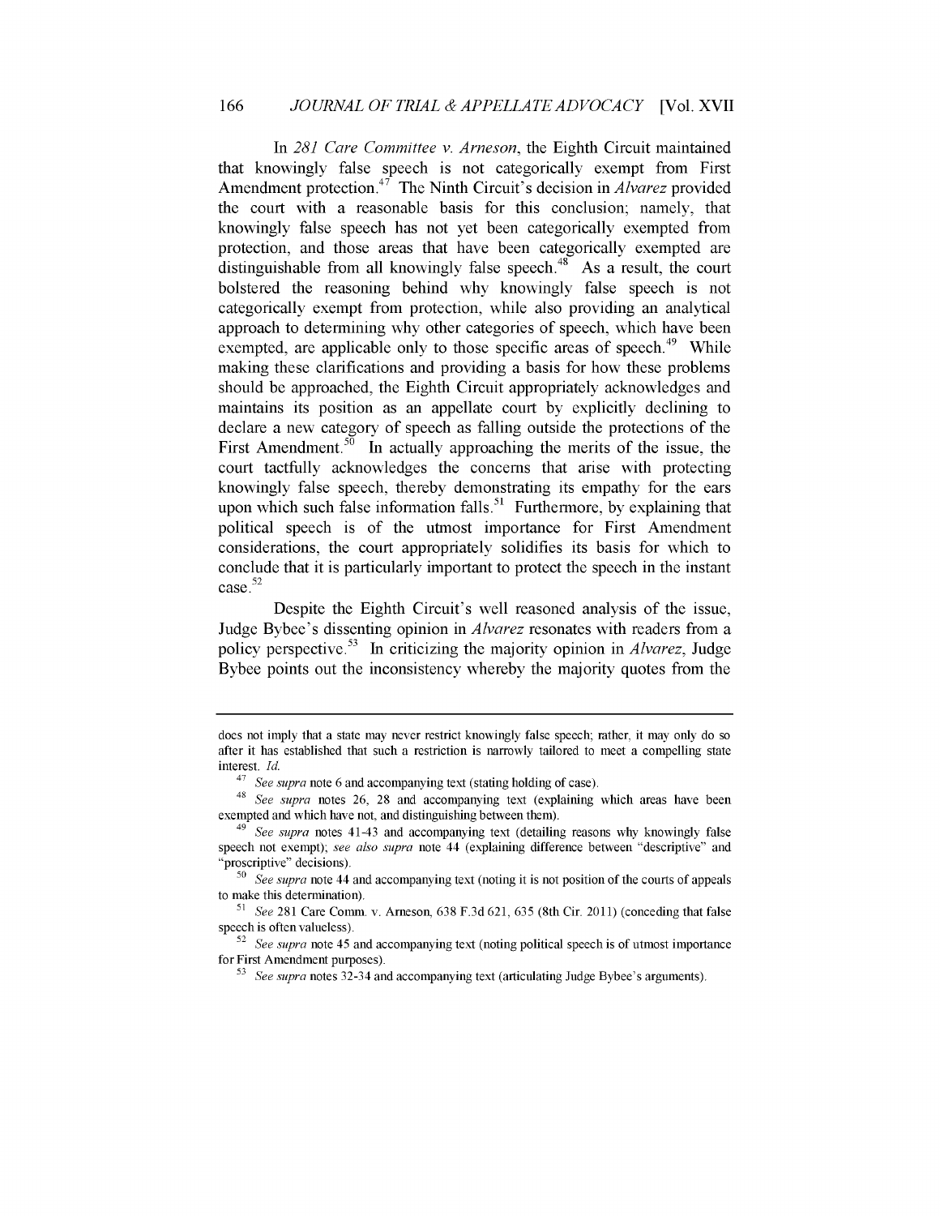In *281 Care Committee v. Arneson*, the Eighth Circuit maintained that knowingly false speech is not categorically exempt from First Amendment protection.[47] The Ninth Circuit's decision in *Alvarez* provided the court with a reasonable basis for this conclusion; namely, that knowingly false speech has not yet been categorically exempted from protection, and those areas that have been categorically exempted are distinguishable from all knowingly false speech.[48] As a result, the court bolstered the reasoning behind why knowingly false speech is not categorically exempt from protection, while also providing an analytical approach to determining why other categories of speech, which have been exempted, are applicable only to those specific areas of speech.[49] While making these clarifications and providing a basis for how these problems should be approached, the Eighth Circuit appropriately acknowledges and maintains its position as an appellate court by explicitly declining to declare a new category of speech as falling outside the protections of the First Amendment.[50] In actually approaching the merits of the issue, the court tactfully acknowledges the concerns that arise with protecting knowingly false speech, thereby demonstrating its empathy for the ears upon which such false information falls.[51] Furthermore, by explaining that political speech is of the utmost importance for First Amendment considerations, the court appropriately solidifies its basis for which to conclude that it is particularly important to protect the speech in the instant case.[52]

Despite the Eighth Circuit's well reasoned analysis of the issue, Judge Bybee's dissenting opinion in *Alvarez* resonates with readers from a policy perspective.[53] In criticizing the majority opinion in *Alvarez*, Judge Bybee points out the inconsistency whereby the majority quotes from the

---

does not imply that a state may never restrict knowingly false speech; rather, it may only do so after it has established that such a restriction is narrowly tailored to meet a compelling state interest. *Id.*

[47] *See supra* note 6 and accompanying text (stating holding of case).

[48] *See supra* notes 26, 28 and accompanying text (explaining which areas have been exempted and which have not, and distinguishing between them).

[49] *See supra* notes 41-43 and accompanying text (detailing reasons why knowingly false speech not exempt); *see also supra* note 44 (explaining difference between "descriptive" and "proscriptive" decisions).

[50] *See supra* note 44 and accompanying text (noting it is not position of the courts of appeals to make this determination).

[51] *See* 281 Care Comm. v. Arneson, 638 F.3d 621, 635 (8th Cir. 2011) (conceding that false speech is often valueless).

[52] *See supra* note 45 and accompanying text (noting political speech is of utmost importance for First Amendment purposes).

[53] *See supra* notes 32-34 and accompanying text (articulating Judge Bybee's arguments).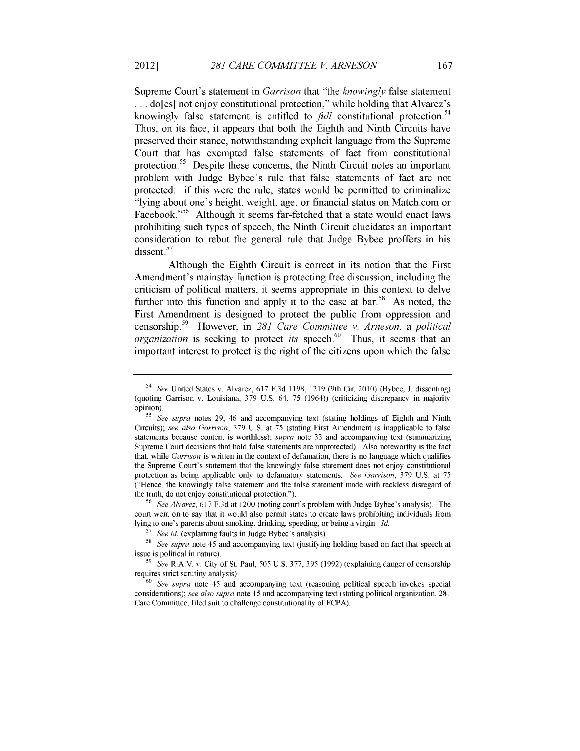Supreme Court's statement in *Garrison* that "the *knowingly* false statement . . . do[es] not enjoy constitutional protection," while holding that Alvarez's knowingly false statement is entitled to *full* constitutional protection.[54] Thus, on its face, it appears that both the Eighth and Ninth Circuits have preserved their stance, notwithstanding explicit language from the Supreme Court that has exempted false statements of fact from constitutional protection.[55] Despite these concerns, the Ninth Circuit notes an important problem with Judge Bybee's rule that false statements of fact are not protected: if this were the rule, states would be permitted to criminalize "lying about one's height, weight, age, or financial status on Match.com or Facebook."[56] Although it seems far-fetched that a state would enact laws prohibiting such types of speech, the Ninth Circuit elucidates an important consideration to rebut the general rule that Judge Bybee proffers in his dissent.[57]

Although the Eighth Circuit is correct in its notion that the First Amendment's mainstay function is protecting free discussion, including the criticism of political matters, it seems appropriate in this context to delve further into this function and apply it to the case at bar.[58] As noted, the First Amendment is designed to protect the public from oppression and censorship.[59] However, in *281 Care Committee v. Arneson*, a *political organization* is seeking to protect *its* speech.[60] Thus, it seems that an important interest to protect is the right of the citizens upon which the false

---

[54] *See* United States v. Alvarez, 617 F.3d 1198, 1219 (9th Cir. 2010) (Bybee, J. dissenting) (quoting Garrison v. Louisiana, 379 U.S. 64, 75 (1964)) (criticizing discrepancy in majority opinion).

[55] *See supra* notes 29, 46 and accompanying text (stating holdings of Eighth and Ninth Circuits); *see also Garrison*, 379 U.S. at 75 (stating First Amendment is inapplicable to false statements because content is worthless); *supra* note 33 and accompanying text (summarizing Supreme Court decisions that hold false statements are unprotected). Also noteworthy is the fact that, while *Garrison* is written in the context of defamation, there is no language which qualifies the Supreme Court's statement that the knowingly false statement does not enjoy constitutional protection as being applicable only to defamatory statements. *See Garrison*, 379 U.S. at 75 ("Hence, the knowingly false statement and the false statement made with reckless disregard of the truth, do not enjoy constitutional protection.").

[56] *See Alvarez*, 617 F.3d at 1200 (noting court's problem with Judge Bybee's analysis). The court went on to say that it would also permit states to create laws prohibiting individuals from lying to one's parents about smoking, drinking, speeding, or being a virgin. *Id.*

[57] *See id.* (explaining faults in Judge Bybee's analysis).

[58] *See supra* note 45 and accompanying text (justifying holding based on fact that speech at issue is political in nature).

[59] *See* R.A.V. v. City of St. Paul, 505 U.S. 377, 395 (1992) (explaining danger of censorship requires strict scrutiny analysis).

[60] *See supra* note 45 and accompanying text (reasoning political speech invokes special considerations); *see also supra* note 15 and accompanying text (stating political organization, 281 Care Committee, filed suit to challenge constitutionality of FCPA).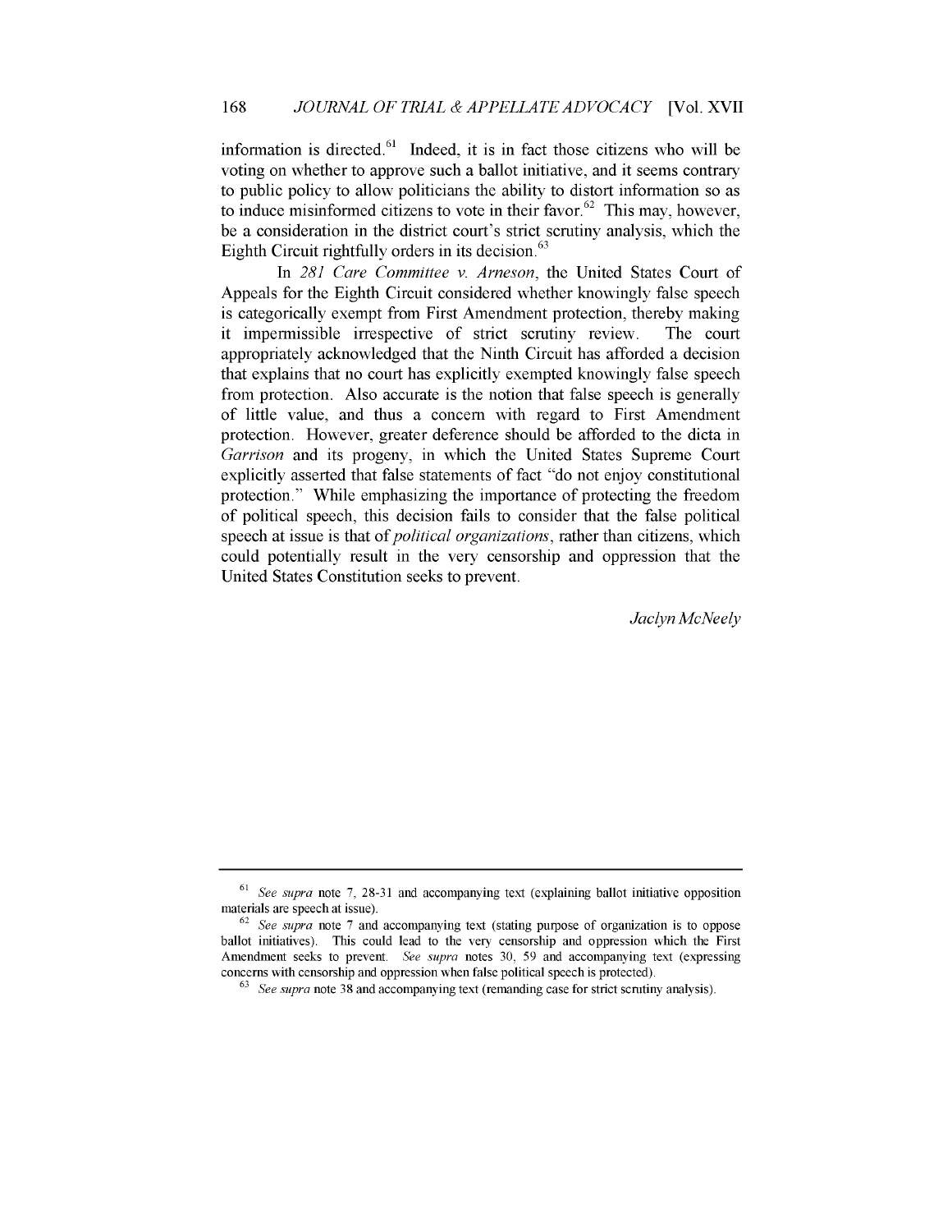information is directed.[61] Indeed, it is in fact those citizens who will be voting on whether to approve such a ballot initiative, and it seems contrary to public policy to allow politicians the ability to distort information so as to induce misinformed citizens to vote in their favor.[62] This may, however, be a consideration in the district court's strict scrutiny analysis, which the Eighth Circuit rightfully orders in its decision.[63]

In *281 Care Committee v. Arneson*, the United States Court of Appeals for the Eighth Circuit considered whether knowingly false speech is categorically exempt from First Amendment protection, thereby making it impermissible irrespective of strict scrutiny review. The court appropriately acknowledged that the Ninth Circuit has afforded a decision that explains that no court has explicitly exempted knowingly false speech from protection. Also accurate is the notion that false speech is generally of little value, and thus a concern with regard to First Amendment protection. However, greater deference should be afforded to the dicta in *Garrison* and its progeny, in which the United States Supreme Court explicitly asserted that false statements of fact "do not enjoy constitutional protection." While emphasizing the importance of protecting the freedom of political speech, this decision fails to consider that the false political speech at issue is that of *political organizations*, rather than citizens, which could potentially result in the very censorship and oppression that the United States Constitution seeks to prevent.

*Jaclyn McNeely*

---

[61] *See supra* note 7, 28-31 and accompanying text (explaining ballot initiative opposition materials are speech at issue).

[62] *See supra* note 7 and accompanying text (stating purpose of organization is to oppose ballot initiatives). This could lead to the very censorship and oppression which the First Amendment seeks to prevent. *See supra* notes 30, 59 and accompanying text (expressing concerns with censorship and oppression when false political speech is protected).

[63] *See supra* note 38 and accompanying text (remanding case for strict scrutiny analysis).